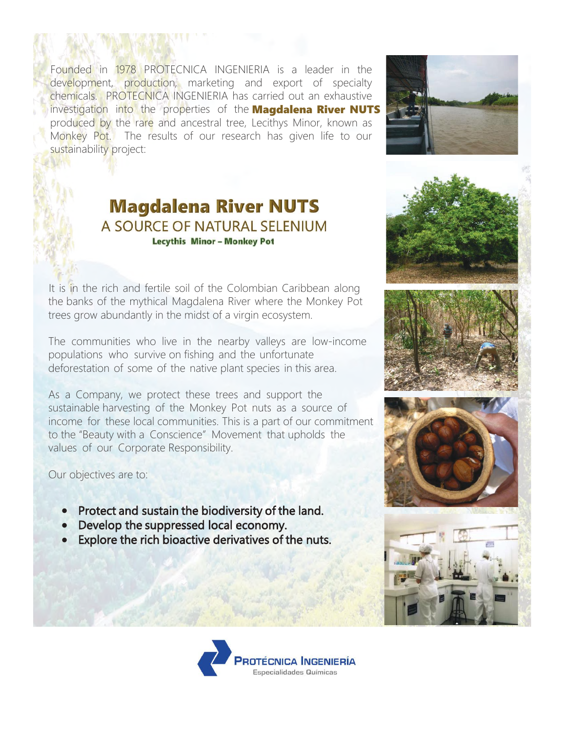Founded in 1978 PROTECNICA INGENIERIA is a leader in the development, production, marketing and export of specialty chemicals. PROTECNICA INGENIERIA has carried out an exhaustive investigation into the properties of the **Magdalena River NUTS** produced by the rare and ancestral tree, Lecithys Minor, known as Monkey Pot. The results of our research has given life to our sustainability project:

# Magdalena River NUTS

## A SOURCE OF NATURAL SELENIUM

**Lecythis Minor – Monkey Pot**

It is in the rich and fertile soil of the Colombian Caribbean along the banks of the mythical Magdalena River where the Monkey Pot trees grow abundantly in the midst of a virgin ecosystem.

The communities who live in the nearby valleys are low-income populations who survive on fishing and the unfortunate deforestation of some of the native plant species in this area.

As a Company, we protect these trees and support the sustainable harvesting of the Monkey Pot nuts as a source of income for these local communities. This is a part of our commitment to the "Beauty with a Conscience" Movement that upholds the values of our Corporate Responsibility.

Our objectives are to:

- **Protect and sustain the biodiversity of the land.**
- **Develop the suppressed local economy.**
- **Explore the rich bioactive derivatives of the nuts.**

PROTÉCNICA INGENIERÍA
Especialidades Químicas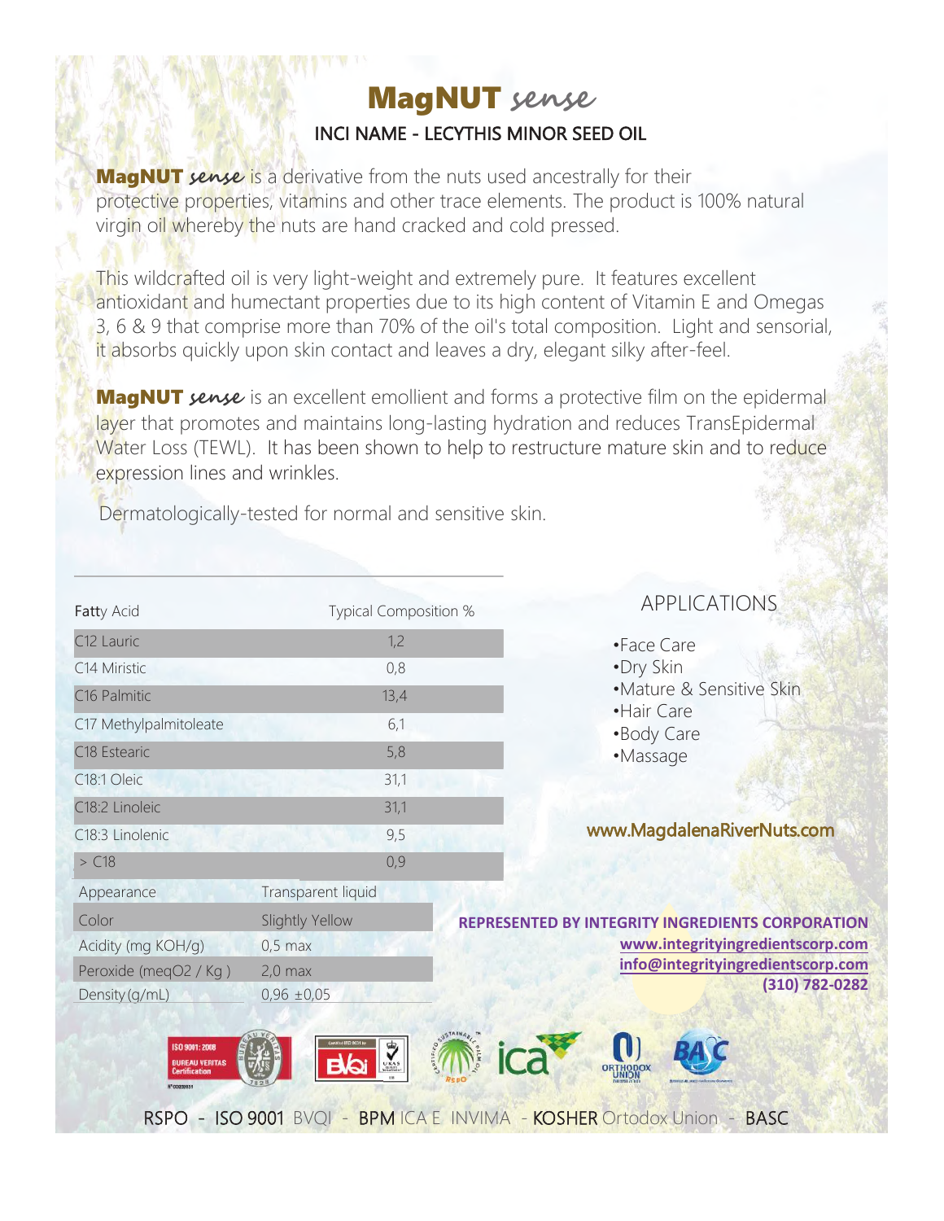# MagNUT *sense*

## INCI NAME - LECYTHIS MINOR SEED OIL

**MagNUT** ***sense*** is a derivative from the nuts used ancestrally for their protective properties, vitamins and other trace elements. The product is 100% natural virgin oil whereby the nuts are hand cracked and cold pressed.

This wildcrafted oil is very light-weight and extremely pure. It features excellent antioxidant and humectant properties due to its high content of Vitamin E and Omegas 3, 6 & 9 that comprise more than 70% of the oil's total composition. Light and sensorial, it absorbs quickly upon skin contact and leaves a dry, elegant silky after-feel.

**MagNUT** ***sense*** is an excellent emollient and forms a protective film on the epidermal layer that promotes and maintains long-lasting hydration and reduces TransEpidermal Water Loss (TEWL). It has been shown to help to restructure mature skin and to reduce expression lines and wrinkles.

Dermatologically-tested for normal and sensitive skin.

| Fatty Acid | Typical Composition % |
|---|---|
| C12 Lauric | 1,2 |
| C14 Miristic | 0,8 |
| C16 Palmitic | 13,4 |
| C17 Methylpalmitoleate | 6,1 |
| C18 Estearic | 5,8 |
| C18:1 Oleic | 31,1 |
| C18:2 Linoleic | 31,1 |
| C18:3 Linolenic | 9,5 |
| > C18 | 0,9 |

| | |
|---|---|
| Appearance | Transparent liquid |
| Color | Slightly Yellow |
| Acidity (mg KOH/g) | 0,5 max |
| Peroxide (meqO2 / Kg ) | 2,0 max |
| Density (g/mL) | 0,96 ±0,05 |

## APPLICATIONS

- Face Care
- Dry Skin
- Mature & Sensitive Skin
- Hair Care
- Body Care
- Massage

www.MagdalenaRiverNuts.com

**REPRESENTED BY INTEGRITY INGREDIENTS CORPORATION**
**www.integrityingredientscorp.com**
**info@integrityingredientscorp.com**
**(310) 782-0282**

RSPO - ISO 9001 BVQI - BPM ICA E INVIMA - KOSHER Ortodox Union - BASC